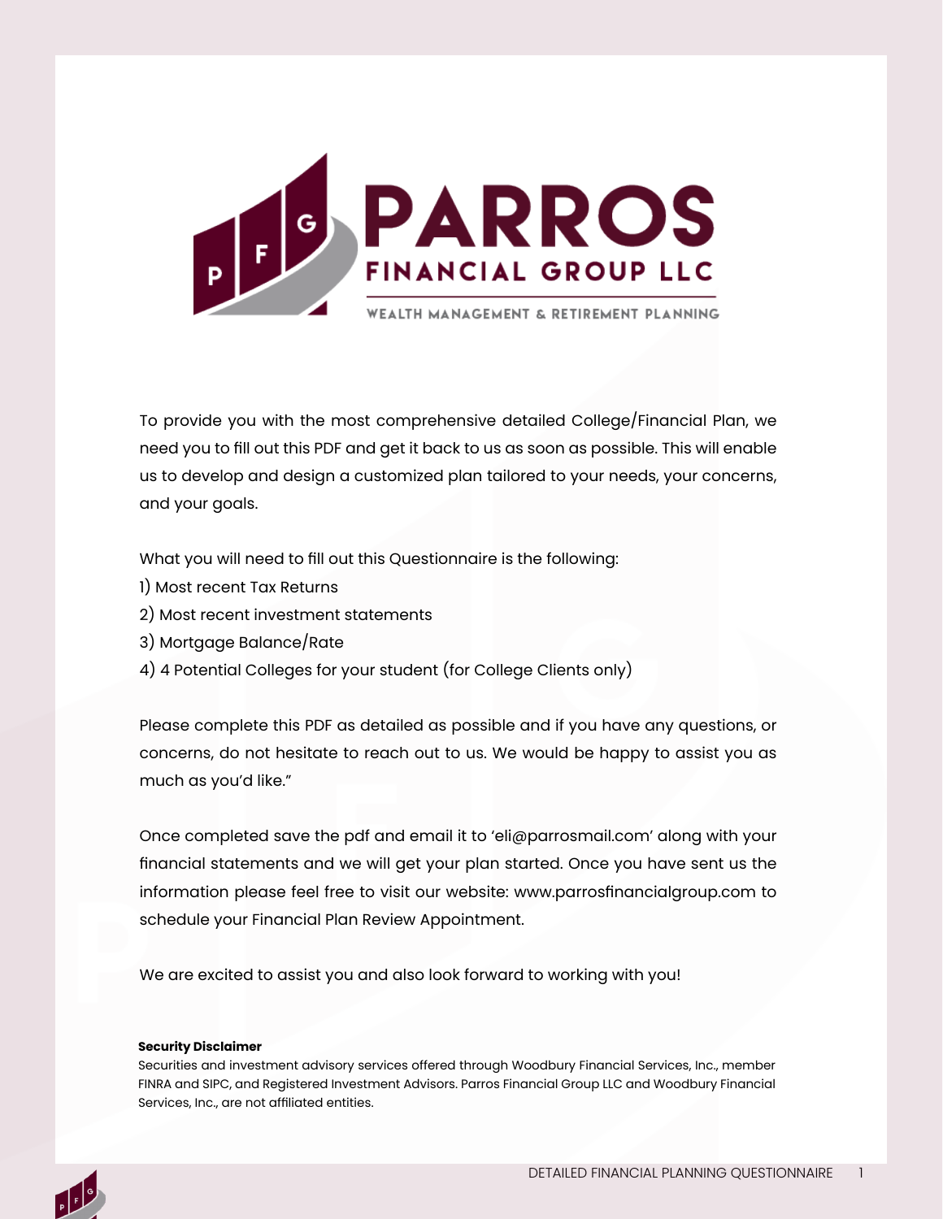# PARROS FINANCIAL GROUP LLC

WEALTH MANAGEMENT & RETIREMENT PLANNING

To provide you with the most comprehensive detailed College/Financial Plan, we need you to fill out this PDF and get it back to us as soon as possible. This will enable us to develop and design a customized plan tailored to your needs, your concerns, and your goals.

What you will need to fill out this Questionnaire is the following:
1) Most recent Tax Returns
2) Most recent investment statements
3) Mortgage Balance/Rate
4) 4 Potential Colleges for your student (for College Clients only)

Please complete this PDF as detailed as possible and if you have any questions, or concerns, do not hesitate to reach out to us. We would be happy to assist you as much as you'd like."

Once completed save the pdf and email it to 'eli@parrosmail.com' along with your financial statements and we will get your plan started. Once you have sent us the information please feel free to visit our website: www.parrosfinancialgroup.com to schedule your Financial Plan Review Appointment.

We are excited to assist you and also look forward to working with you!

**Security Disclaimer**
Securities and investment advisory services offered through Woodbury Financial Services, Inc., member FINRA and SIPC, and Registered Investment Advisors. Parros Financial Group LLC and Woodbury Financial Services, Inc., are not affiliated entities.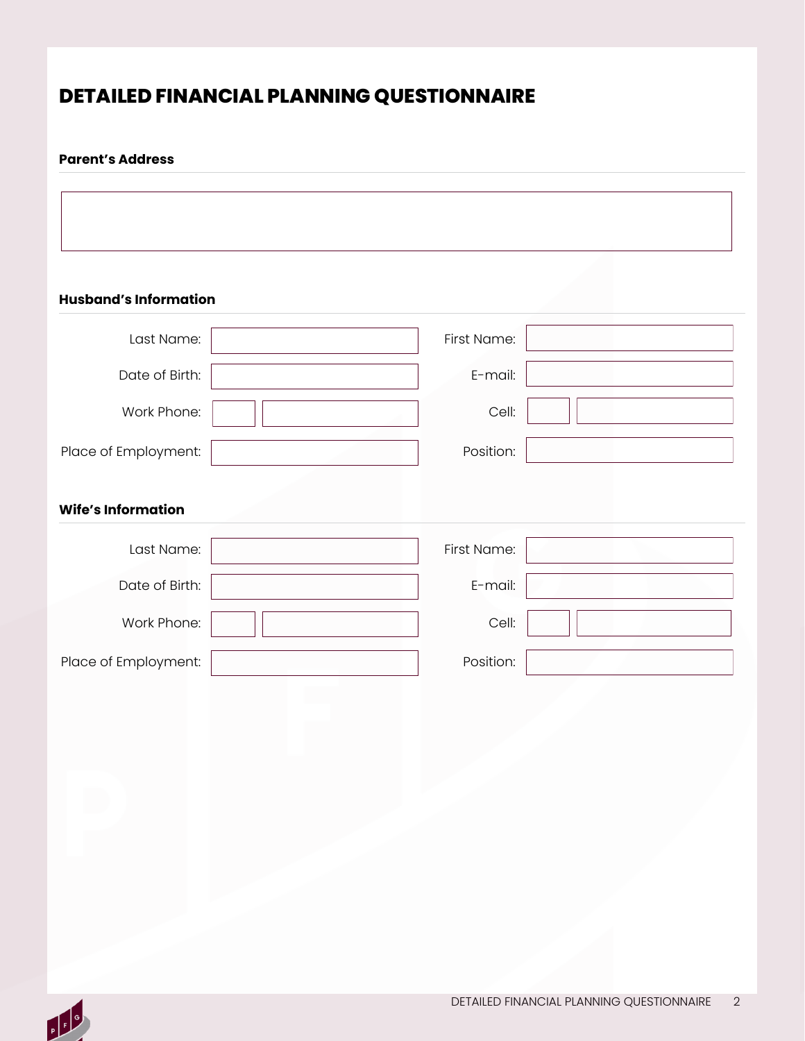# DETAILED FINANCIAL PLANNING QUESTIONNAIRE

## Parent's Address

## Husband's Information

| | | | |
|---|---|---|---|
| Last Name: | | First Name: | |
| Date of Birth: | | E-mail: | |
| Work Phone: | | Cell: | |
| Place of Employment: | | Position: | |

## Wife's Information

| | | | |
|---|---|---|---|
| Last Name: | | First Name: | |
| Date of Birth: | | E-mail: | |
| Work Phone: | | Cell: | |
| Place of Employment: | | Position: | |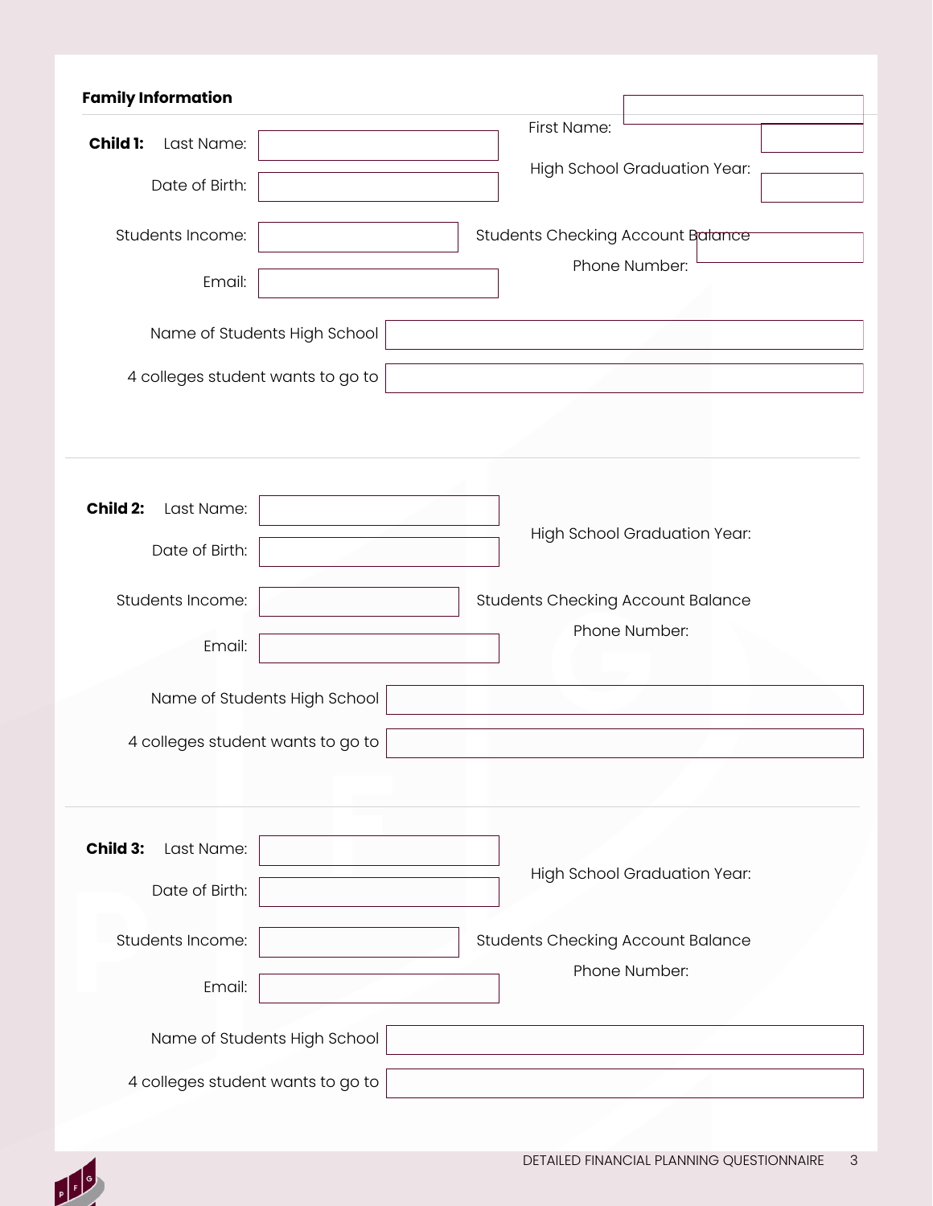## Family Information

**Child 1:** Last Name:

First Name:

Date of Birth:

High School Graduation Year:

Students Income:

Students Checking Account Balance

Phone Number:

Email:

Name of Students High School

4 colleges student wants to go to

**Child 2:** Last Name:

High School Graduation Year:

Date of Birth:

Students Income:

Students Checking Account Balance

Phone Number:

Email:

Name of Students High School

4 colleges student wants to go to

**Child 3:** Last Name:

High School Graduation Year:

Date of Birth:

Students Income:

Students Checking Account Balance

Phone Number:

Email:

Name of Students High School

4 colleges student wants to go to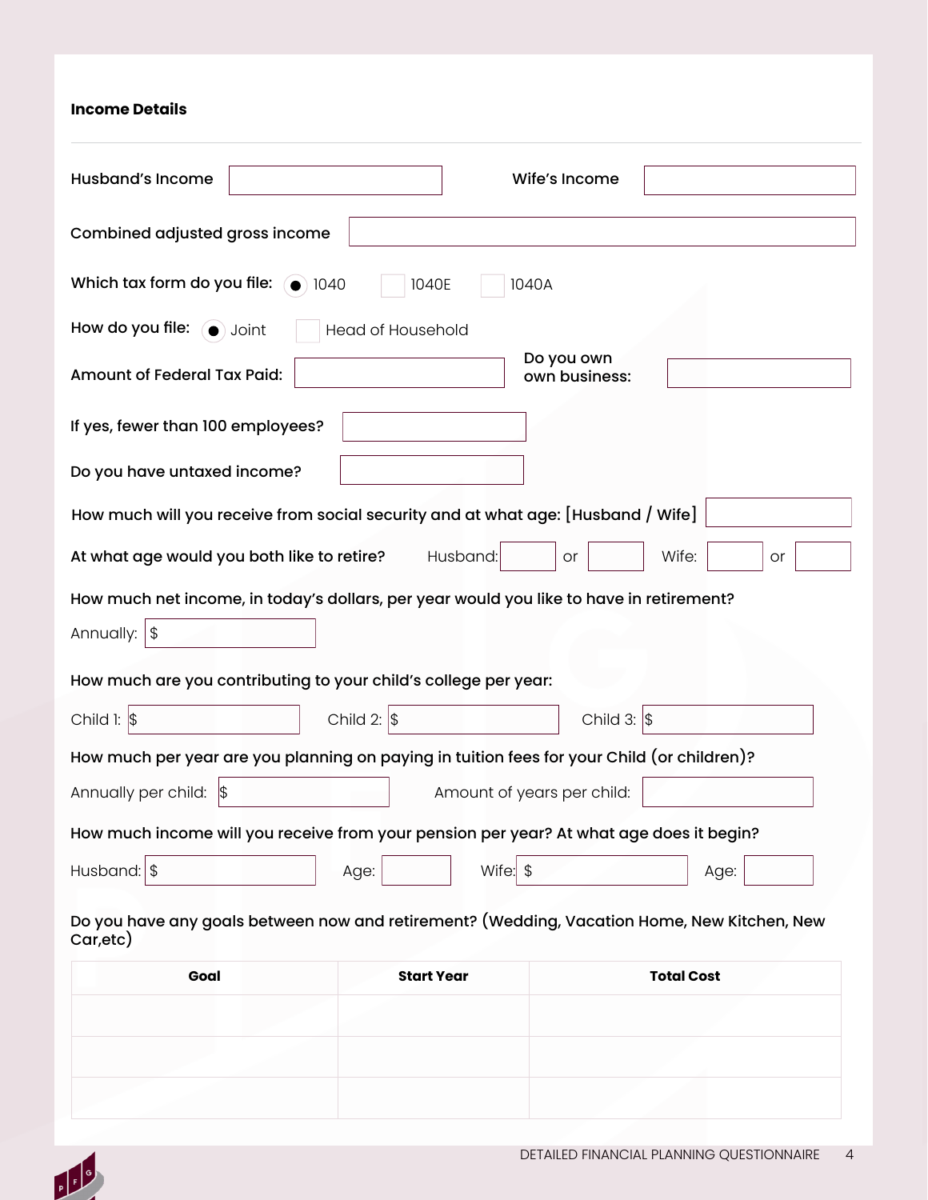## Income Details

Husband's Income ____________ Wife's Income ____________

Combined adjusted gross income ____________

Which tax form do you file: ● 1040 ☐ 1040E ☐ 1040A

How do you file: ● Joint ☐ Head of Household

Amount of Federal Tax Paid: ____________ Do you own own business: ____________

If yes, fewer than 100 employees? ____________

Do you have untaxed income? ____________

How much will you receive from social security and at what age: [Husband / Wife] ____________

At what age would you both like to retire? Husband: ______ or ______ Wife: ______ or ______

How much net income, in today's dollars, per year would you like to have in retirement?

Annually: $ ____________

How much are you contributing to your child's college per year:

Child 1: $ ____________ Child 2: $ ____________ Child 3: $ ____________

How much per year are you planning on paying in tuition fees for your Child (or children)?

Annually per child: $ ____________ Amount of years per child: ____________

How much income will you receive from your pension per year? At what age does it begin?

Husband: $ ____________ Age: ______ Wife: $ ____________ Age: ______

Do you have any goals between now and retirement? (Wedding, Vacation Home, New Kitchen, New Car,etc)

| Goal | Start Year | Total Cost |
|---|---|---|
| | | |
| | | |
| | | |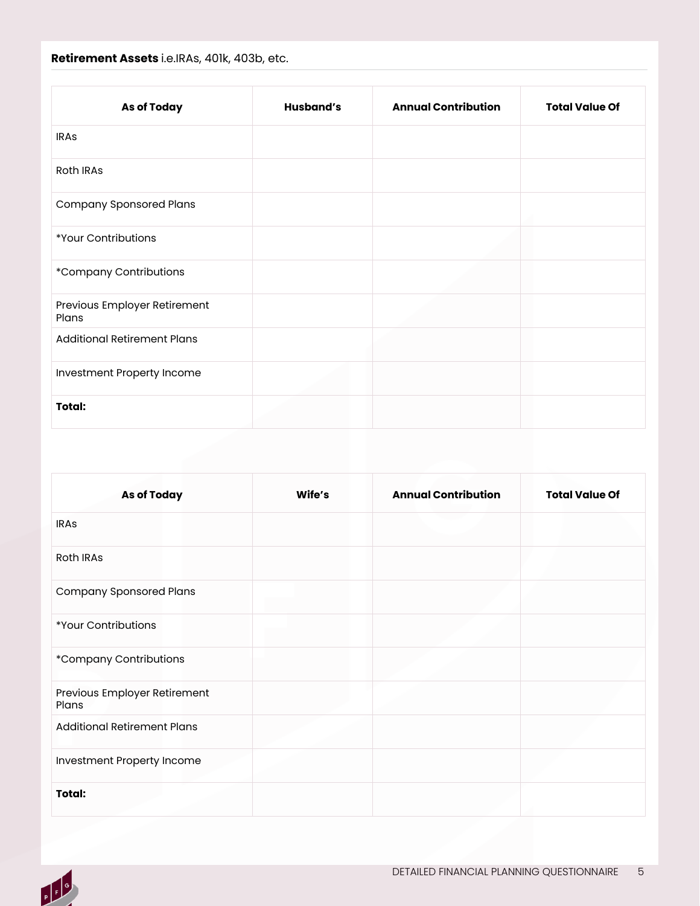**Retirement Assets** i.e.IRAs, 401k, 403b, etc.

| As of Today | Husband's | Annual Contribution | Total Value Of |
|---|---|---|---|
| IRAs | | | |
| Roth IRAs | | | |
| Company Sponsored Plans | | | |
| *Your Contributions | | | |
| *Company Contributions | | | |
| Previous Employer Retirement Plans | | | |
| Additional Retirement Plans | | | |
| Investment Property Income | | | |
| **Total:** | | | |

| As of Today | Wife's | Annual Contribution | Total Value Of |
|---|---|---|---|
| IRAs | | | |
| Roth IRAs | | | |
| Company Sponsored Plans | | | |
| *Your Contributions | | | |
| *Company Contributions | | | |
| Previous Employer Retirement Plans | | | |
| Additional Retirement Plans | | | |
| Investment Property Income | | | |
| **Total:** | | | |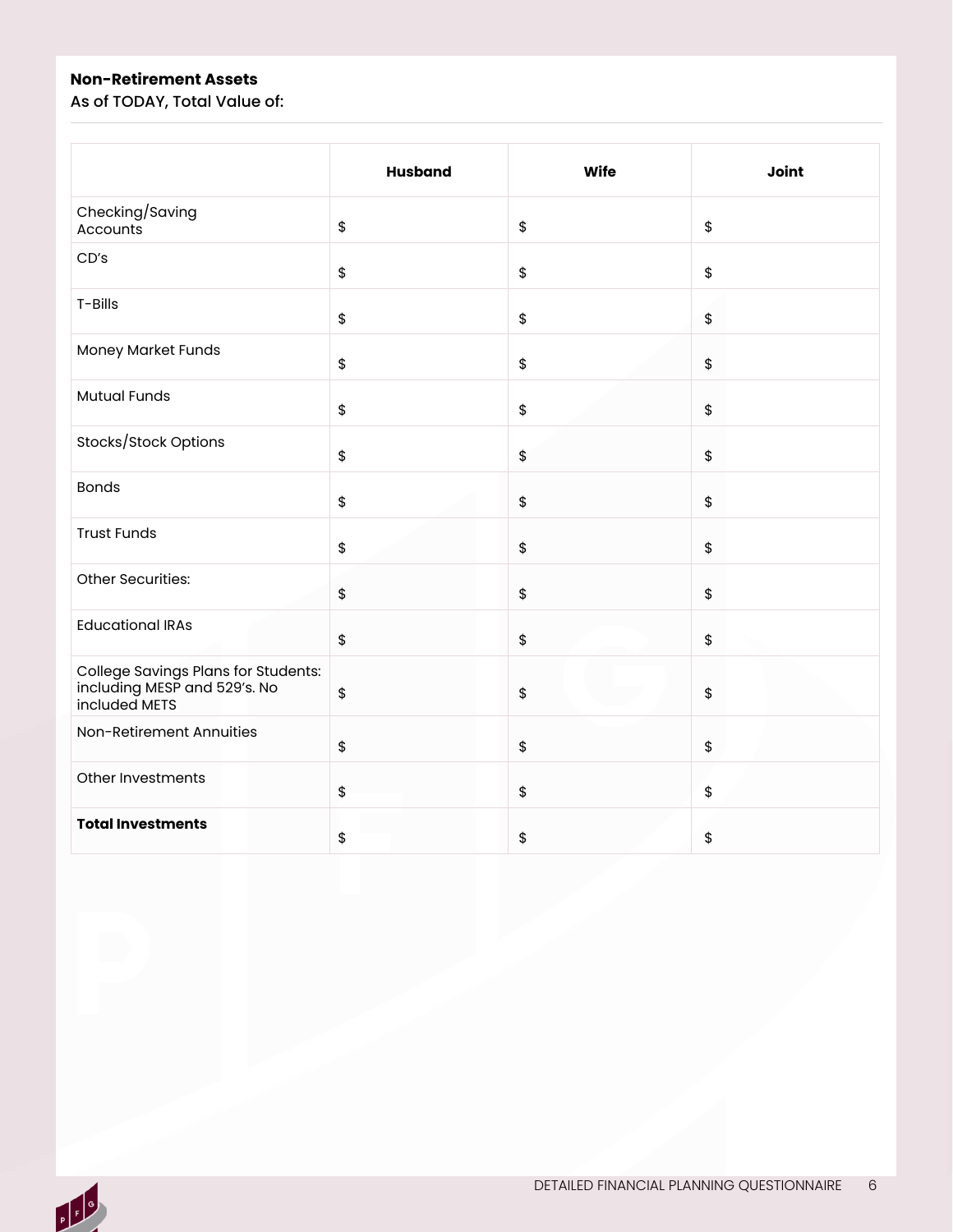**Non-Retirement Assets**

As of TODAY, Total Value of:

| | Husband | Wife | Joint |
|---|---|---|---|
| Checking/Saving Accounts | $ | $ | $ |
| CD's | $ | $ | $ |
| T-Bills | $ | $ | $ |
| Money Market Funds | $ | $ | $ |
| Mutual Funds | $ | $ | $ |
| Stocks/Stock Options | $ | $ | $ |
| Bonds | $ | $ | $ |
| Trust Funds | $ | $ | $ |
| Other Securities: | $ | $ | $ |
| Educational IRAs | $ | $ | $ |
| College Savings Plans for Students: including MESP and 529's. No included METS | $ | $ | $ |
| Non-Retirement Annuities | $ | $ | $ |
| Other Investments | $ | $ | $ |
| **Total Investments** | $ | $ | $ |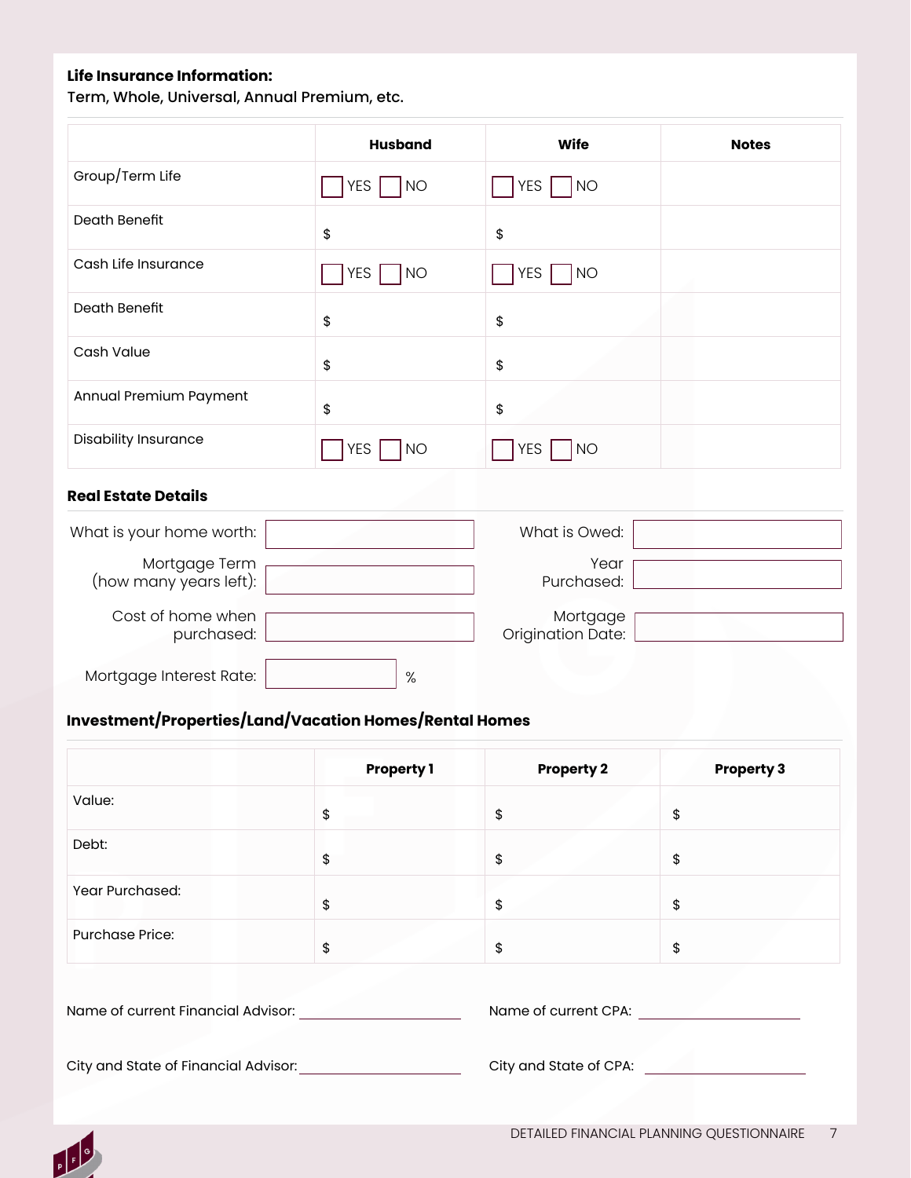**Life Insurance Information:**
Term, Whole, Universal, Annual Premium, etc.

| | Husband | Wife | Notes |
|---|---|---|---|
| Group/Term Life | ☐ YES ☐ NO | ☐ YES ☐ NO | |
| Death Benefit | $ | $ | |
| Cash Life Insurance | ☐ YES ☐ NO | ☐ YES ☐ NO | |
| Death Benefit | $ | $ | |
| Cash Value | $ | $ | |
| Annual Premium Payment | $ | $ | |
| Disability Insurance | ☐ YES ☐ NO | ☐ YES ☐ NO | |

**Real Estate Details**

What is your home worth: ____________________

What is Owed: ____________________

Mortgage Term (how many years left): ____________________

Year Purchased: ____________________

Cost of home when purchased: ____________________

Mortgage Origination Date: ____________________

Mortgage Interest Rate: ____________ %

**Investment/Properties/Land/Vacation Homes/Rental Homes**

| | Property 1 | Property 2 | Property 3 |
|---|---|---|---|
| Value: | $ | $ | $ |
| Debt: | $ | $ | $ |
| Year Purchased: | $ | $ | $ |
| Purchase Price: | $ | $ | $ |

Name of current Financial Advisor: ____________________

Name of current CPA: ____________________

City and State of Financial Advisor: ____________________

City and State of CPA: ____________________